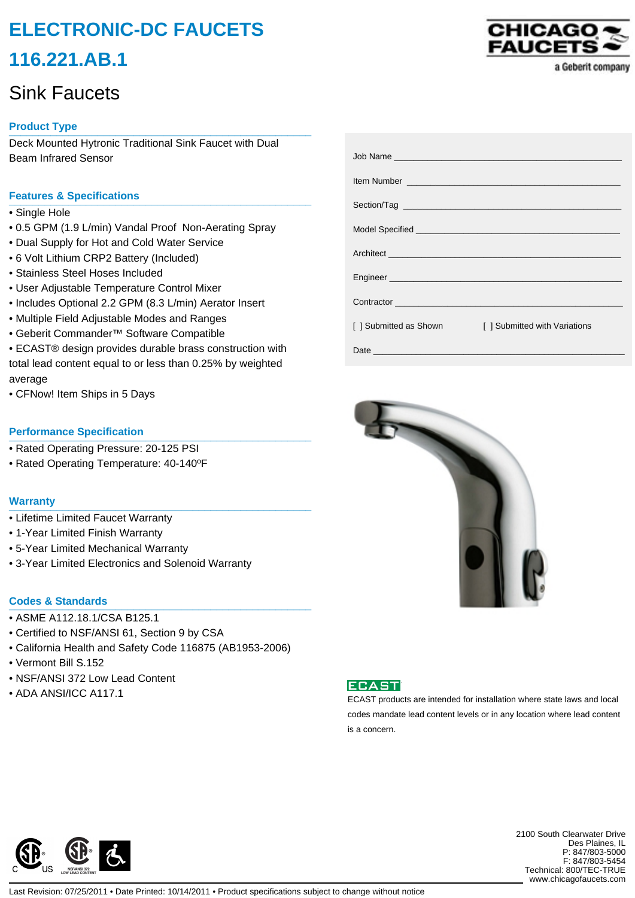# ELECTRONIC-DC FAUCETS

# 116.221.AB.1

## Sink Faucets

CHICAGO FAUCETS
a Geberit company

### Product Type

Deck Mounted Hytronic Traditional Sink Faucet with Dual Beam Infrared Sensor

### Features & Specifications

- Single Hole
- 0.5 GPM (1.9 L/min) Vandal Proof Non-Aerating Spray
- Dual Supply for Hot and Cold Water Service
- 6 Volt Lithium CRP2 Battery (Included)
- Stainless Steel Hoses Included
- User Adjustable Temperature Control Mixer
- Includes Optional 2.2 GPM (8.3 L/min) Aerator Insert
- Multiple Field Adjustable Modes and Ranges
- Geberit Commander™ Software Compatible
- ECAST® design provides durable brass construction with total lead content equal to or less than 0.25% by weighted average
- CFNow! Item Ships in 5 Days

### Performance Specification

- Rated Operating Pressure: 20-125 PSI
- Rated Operating Temperature: 40-140ºF

### Warranty

- Lifetime Limited Faucet Warranty
- 1-Year Limited Finish Warranty
- 5-Year Limited Mechanical Warranty
- 3-Year Limited Electronics and Solenoid Warranty

### Codes & Standards

- ASME A112.18.1/CSA B125.1
- Certified to NSF/ANSI 61, Section 9 by CSA
- California Health and Safety Code 116875 (AB1953-2006)
- Vermont Bill S.152
- NSF/ANSI 372 Low Lead Content
- ADA ANSI/ICC A117.1

Job Name ______________________________

Item Number ______________________________

Section/Tag ______________________________

Model Specified ______________________________

Architect ______________________________

Engineer ______________________________

Contractor ______________________________

[ ] Submitted as Shown [ ] Submitted with Variations

Date ______________________________

ECAST

ECAST products are intended for installation where state laws and local codes mandate lead content levels or in any location where lead content is a concern.

2100 South Clearwater Drive
Des Plaines, IL
P: 847/803-5000
F: 847/803-5454
Technical: 800/TEC-TRUE
www.chicagofaucets.com

Last Revision: 07/25/2011 • Date Printed: 10/14/2011 • Product specifications subject to change without notice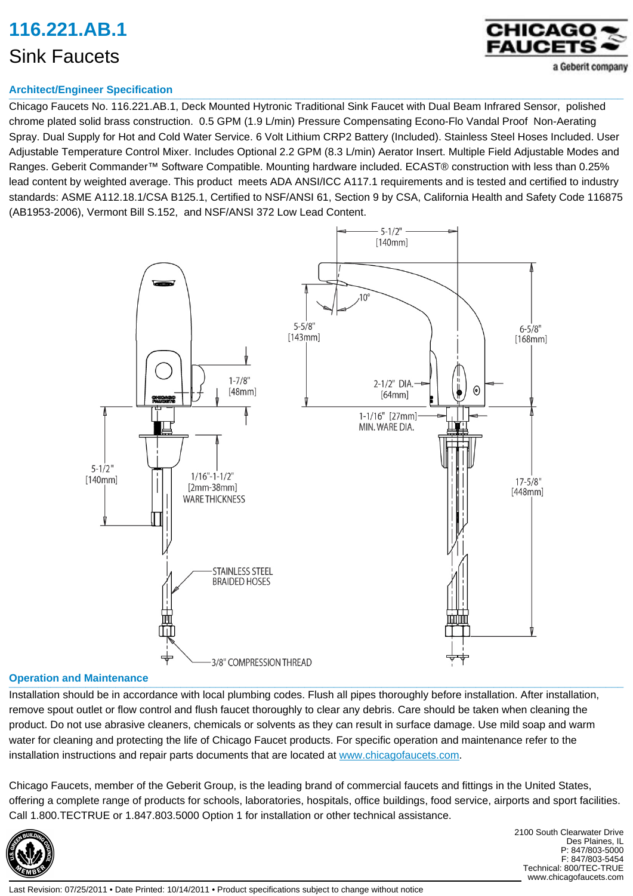# 116.221.AB.1

## Sink Faucets

### Architect/Engineer Specification

Chicago Faucets No. 116.221.AB.1, Deck Mounted Hytronic Traditional Sink Faucet with Dual Beam Infrared Sensor, polished chrome plated solid brass construction. 0.5 GPM (1.9 L/min) Pressure Compensating Econo-Flo Vandal Proof Non-Aerating Spray. Dual Supply for Hot and Cold Water Service. 6 Volt Lithium CRP2 Battery (Included). Stainless Steel Hoses Included. User Adjustable Temperature Control Mixer. Includes Optional 2.2 GPM (8.3 L/min) Aerator Insert. Multiple Field Adjustable Modes and Ranges. Geberit Commander™ Software Compatible. Mounting hardware included. ECAST® construction with less than 0.25% lead content by weighted average. This product meets ADA ANSI/ICC A117.1 requirements and is tested and certified to industry standards: ASME A112.18.1/CSA B125.1, Certified to NSF/ANSI 61, Section 9 by CSA, California Health and Safety Code 116875 (AB1953-2006), Vermont Bill S.152, and NSF/ANSI 372 Low Lead Content.

5-1/2" [140mm]
10°
5-5/8" [143mm]
6-5/8" [168mm]
1-7/8" [48mm]
2-1/2" DIA. [64mm]
1-1/16" [27mm] MIN. WARE DIA.
5-1/2" [140mm]
1/16"-1-1/2" [2mm-38mm] WARE THICKNESS
17-5/8" [448mm]
STAINLESS STEEL BRAIDED HOSES
3/8" COMPRESSION THREAD

### Operation and Maintenance

Installation should be in accordance with local plumbing codes. Flush all pipes thoroughly before installation. After installation, remove spout outlet or flow control and flush faucet thoroughly to clear any debris. Care should be taken when cleaning the product. Do not use abrasive cleaners, chemicals or solvents as they can result in surface damage. Use mild soap and warm water for cleaning and protecting the life of Chicago Faucet products. For specific operation and maintenance refer to the installation instructions and repair parts documents that are located at www.chicagofaucets.com.

Chicago Faucets, member of the Geberit Group, is the leading brand of commercial faucets and fittings in the United States, offering a complete range of products for schools, laboratories, hospitals, office buildings, food service, airports and sport facilities. Call 1.800.TECTRUE or 1.847.803.5000 Option 1 for installation or other technical assistance.

2100 South Clearwater Drive
Des Plaines, IL
P: 847/803-5000
F: 847/803-5454
Technical: 800/TEC-TRUE
www.chicagofaucets.com

Last Revision: 07/25/2011 • Date Printed: 10/14/2011 • Product specifications subject to change without notice